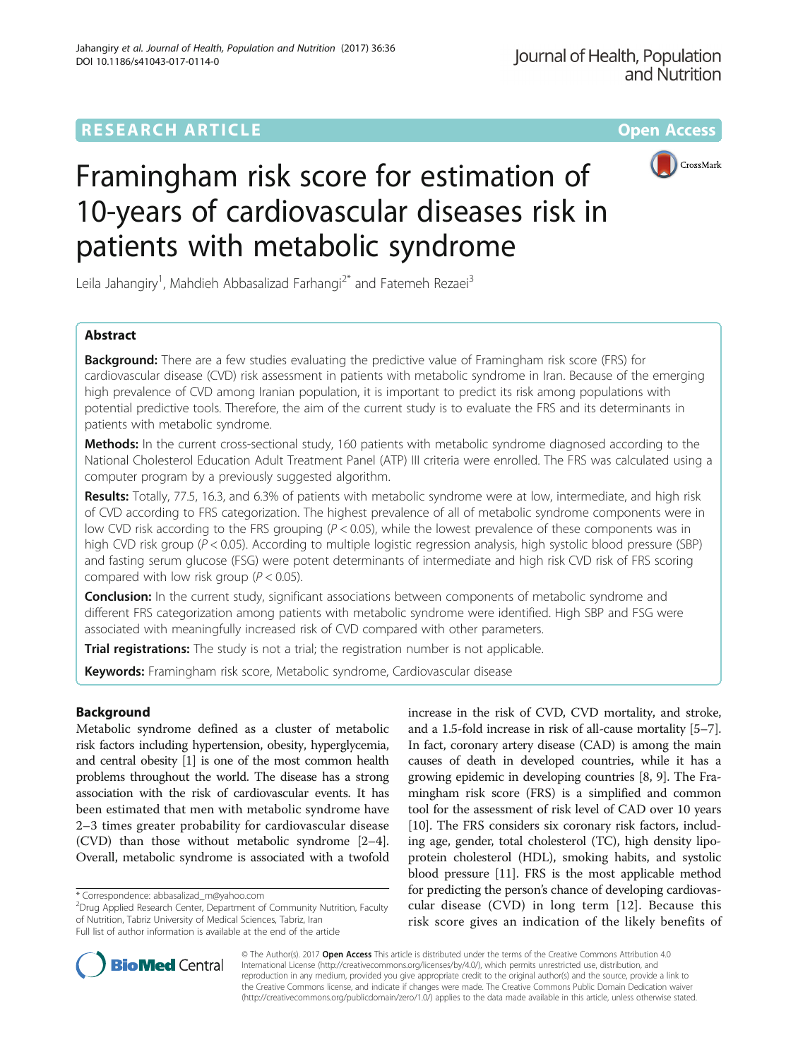RESEARCH ARTICLE

Open Access

# Framingham risk score for estimation of 10-years of cardiovascular diseases risk in patients with metabolic syndrome

Leila Jahangiry[1], Mahdieh Abbasalizad Farhangi[2*] and Fatemeh Rezaei[3]

## Abstract

**Background:** There are a few studies evaluating the predictive value of Framingham risk score (FRS) for cardiovascular disease (CVD) risk assessment in patients with metabolic syndrome in Iran. Because of the emerging high prevalence of CVD among Iranian population, it is important to predict its risk among populations with potential predictive tools. Therefore, the aim of the current study is to evaluate the FRS and its determinants in patients with metabolic syndrome.

**Methods:** In the current cross-sectional study, 160 patients with metabolic syndrome diagnosed according to the National Cholesterol Education Adult Treatment Panel (ATP) III criteria were enrolled. The FRS was calculated using a computer program by a previously suggested algorithm.

**Results:** Totally, 77.5, 16.3, and 6.3% of patients with metabolic syndrome were at low, intermediate, and high risk of CVD according to FRS categorization. The highest prevalence of all of metabolic syndrome components were in low CVD risk according to the FRS grouping ($P < 0.05$), while the lowest prevalence of these components was in high CVD risk group ($P < 0.05$). According to multiple logistic regression analysis, high systolic blood pressure (SBP) and fasting serum glucose (FSG) were potent determinants of intermediate and high risk CVD risk of FRS scoring compared with low risk group ($P < 0.05$).

**Conclusion:** In the current study, significant associations between components of metabolic syndrome and different FRS categorization among patients with metabolic syndrome were identified. High SBP and FSG were associated with meaningfully increased risk of CVD compared with other parameters.

**Trial registrations:** The study is not a trial; the registration number is not applicable.

**Keywords:** Framingham risk score, Metabolic syndrome, Cardiovascular disease

## Background

Metabolic syndrome defined as a cluster of metabolic risk factors including hypertension, obesity, hyperglycemia, and central obesity [1] is one of the most common health problems throughout the world. The disease has a strong association with the risk of cardiovascular events. It has been estimated that men with metabolic syndrome have 2–3 times greater probability for cardiovascular disease (CVD) than those without metabolic syndrome [2–4]. Overall, metabolic syndrome is associated with a twofold increase in the risk of CVD, CVD mortality, and stroke, and a 1.5-fold increase in risk of all-cause mortality [5–7]. In fact, coronary artery disease (CAD) is among the main causes of death in developed countries, while it has a growing epidemic in developing countries [8, 9]. The Framingham risk score (FRS) is a simplified and common tool for the assessment of risk level of CAD over 10 years [10]. The FRS considers six coronary risk factors, including age, gender, total cholesterol (TC), high density lipoprotein cholesterol (HDL), smoking habits, and systolic blood pressure [11]. FRS is the most applicable method for predicting the person's chance of developing cardiovascular disease (CVD) in long term [12]. Because this risk score gives an indication of the likely benefits of

* Correspondence: abbasalizad_m@yahoo.com
[2]Drug Applied Research Center, Department of Community Nutrition, Faculty of Nutrition, Tabriz University of Medical Sciences, Tabriz, Iran
Full list of author information is available at the end of the article

© The Author(s). 2017 **Open Access** This article is distributed under the terms of the Creative Commons Attribution 4.0 International License (http://creativecommons.org/licenses/by/4.0/), which permits unrestricted use, distribution, and reproduction in any medium, provided you give appropriate credit to the original author(s) and the source, provide a link to the Creative Commons license, and indicate if changes were made. The Creative Commons Public Domain Dedication waiver (http://creativecommons.org/publicdomain/zero/1.0/) applies to the data made available in this article, unless otherwise stated.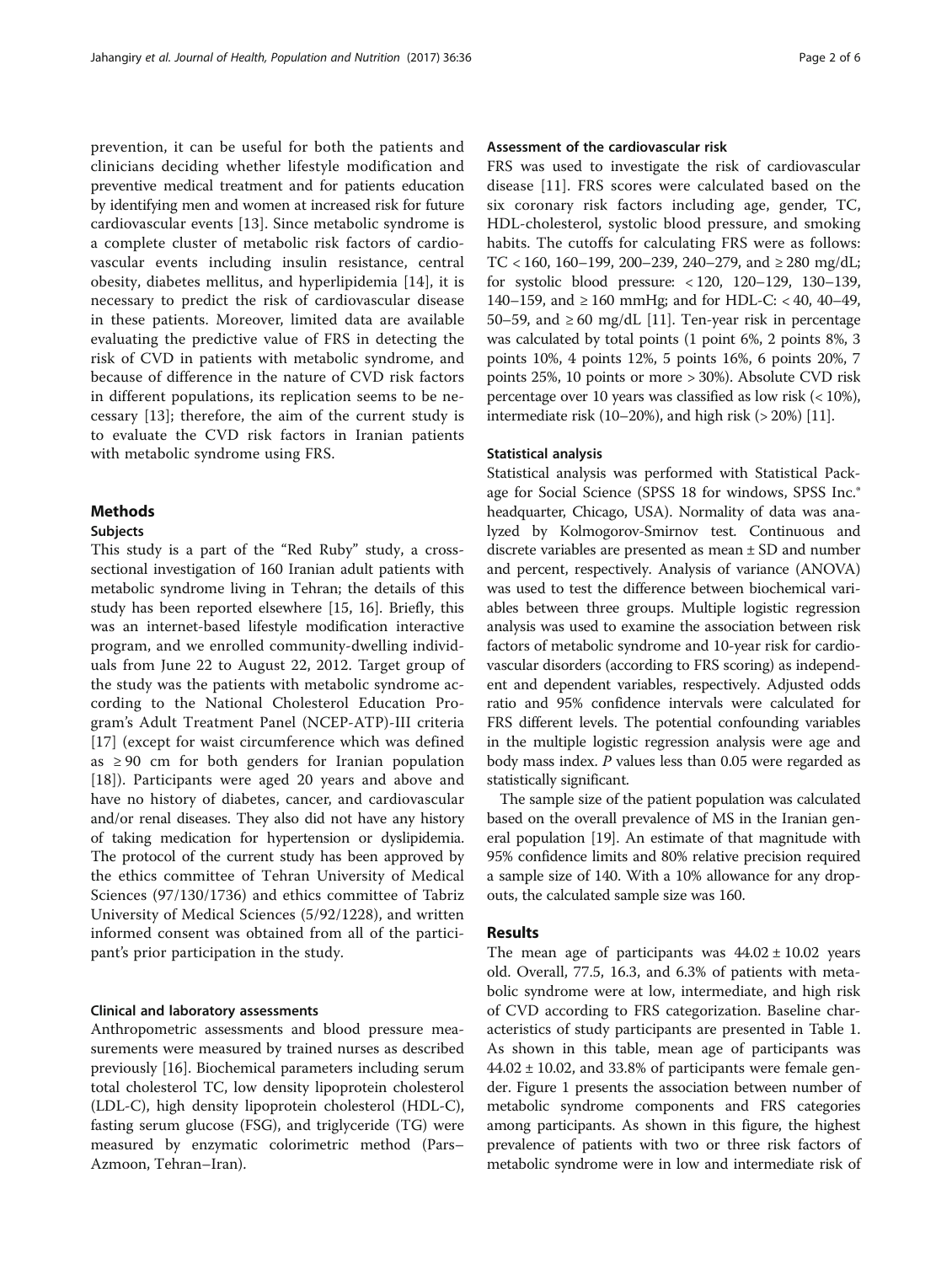prevention, it can be useful for both the patients and clinicians deciding whether lifestyle modification and preventive medical treatment and for patients education by identifying men and women at increased risk for future cardiovascular events [13]. Since metabolic syndrome is a complete cluster of metabolic risk factors of cardiovascular events including insulin resistance, central obesity, diabetes mellitus, and hyperlipidemia [14], it is necessary to predict the risk of cardiovascular disease in these patients. Moreover, limited data are available evaluating the predictive value of FRS in detecting the risk of CVD in patients with metabolic syndrome, and because of difference in the nature of CVD risk factors in different populations, its replication seems to be necessary [13]; therefore, the aim of the current study is to evaluate the CVD risk factors in Iranian patients with metabolic syndrome using FRS.

## Methods

### Subjects

This study is a part of the "Red Ruby" study, a cross-sectional investigation of 160 Iranian adult patients with metabolic syndrome living in Tehran; the details of this study has been reported elsewhere [15, 16]. Briefly, this was an internet-based lifestyle modification interactive program, and we enrolled community-dwelling individuals from June 22 to August 22, 2012. Target group of the study was the patients with metabolic syndrome according to the National Cholesterol Education Program's Adult Treatment Panel (NCEP-ATP)-III criteria [17] (except for waist circumference which was defined as ≥ 90 cm for both genders for Iranian population [18]). Participants were aged 20 years and above and have no history of diabetes, cancer, and cardiovascular and/or renal diseases. They also did not have any history of taking medication for hypertension or dyslipidemia. The protocol of the current study has been approved by the ethics committee of Tehran University of Medical Sciences (97/130/1736) and ethics committee of Tabriz University of Medical Sciences (5/92/1228), and written informed consent was obtained from all of the participant's prior participation in the study.

### Clinical and laboratory assessments

Anthropometric assessments and blood pressure measurements were measured by trained nurses as described previously [16]. Biochemical parameters including serum total cholesterol TC, low density lipoprotein cholesterol (LDL-C), high density lipoprotein cholesterol (HDL-C), fasting serum glucose (FSG), and triglyceride (TG) were measured by enzymatic colorimetric method (Pars–Azmoon, Tehran–Iran).

### Assessment of the cardiovascular risk

FRS was used to investigate the risk of cardiovascular disease [11]. FRS scores were calculated based on the six coronary risk factors including age, gender, TC, HDL-cholesterol, systolic blood pressure, and smoking habits. The cutoffs for calculating FRS were as follows: TC < 160, 160–199, 200–239, 240–279, and ≥ 280 mg/dL; for systolic blood pressure: < 120, 120–129, 130–139, 140–159, and ≥ 160 mmHg; and for HDL-C: < 40, 40–49, 50–59, and ≥ 60 mg/dL [11]. Ten-year risk in percentage was calculated by total points (1 point 6%, 2 points 8%, 3 points 10%, 4 points 12%, 5 points 16%, 6 points 20%, 7 points 25%, 10 points or more > 30%). Absolute CVD risk percentage over 10 years was classified as low risk (< 10%), intermediate risk (10–20%), and high risk (> 20%) [11].

### Statistical analysis

Statistical analysis was performed with Statistical Package for Social Science (SPSS 18 for windows, SPSS Inc.® headquarter, Chicago, USA). Normality of data was analyzed by Kolmogorov-Smirnov test. Continuous and discrete variables are presented as mean ± SD and number and percent, respectively. Analysis of variance (ANOVA) was used to test the difference between biochemical variables between three groups. Multiple logistic regression analysis was used to examine the association between risk factors of metabolic syndrome and 10-year risk for cardiovascular disorders (according to FRS scoring) as independent and dependent variables, respectively. Adjusted odds ratio and 95% confidence intervals were calculated for FRS different levels. The potential confounding variables in the multiple logistic regression analysis were age and body mass index. *P* values less than 0.05 were regarded as statistically significant.

The sample size of the patient population was calculated based on the overall prevalence of MS in the Iranian general population [19]. An estimate of that magnitude with 95% confidence limits and 80% relative precision required a sample size of 140. With a 10% allowance for any dropouts, the calculated sample size was 160.

## Results

The mean age of participants was 44.02 ± 10.02 years old. Overall, 77.5, 16.3, and 6.3% of patients with metabolic syndrome were at low, intermediate, and high risk of CVD according to FRS categorization. Baseline characteristics of study participants are presented in Table 1. As shown in this table, mean age of participants was 44.02 ± 10.02, and 33.8% of participants were female gender. Figure 1 presents the association between number of metabolic syndrome components and FRS categories among participants. As shown in this figure, the highest prevalence of patients with two or three risk factors of metabolic syndrome were in low and intermediate risk of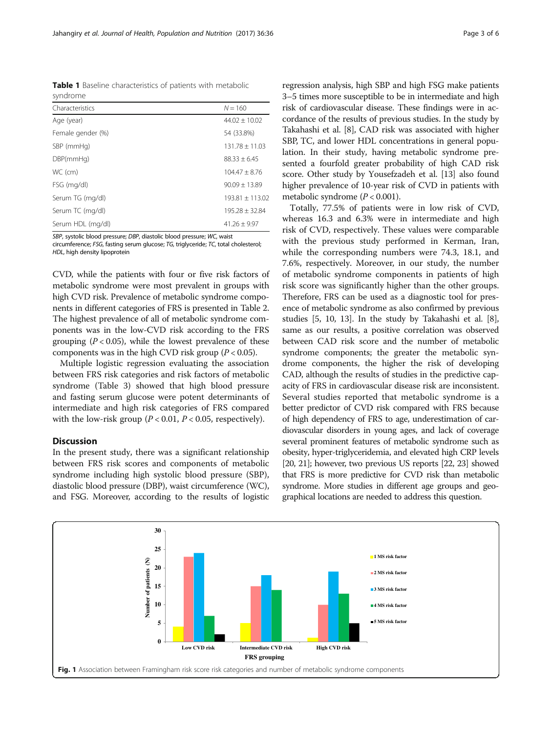**Table 1** Baseline characteristics of patients with metabolic syndrome

| Characteristics | N = 160 |
| --- | --- |
| Age (year) | 44.02 ± 10.02 |
| Female gender (%) | 54 (33.8%) |
| SBP (mmHg) | 131.78 ± 11.03 |
| DBP(mmHg) | 88.33 ± 6.45 |
| WC (cm) | 104.47 ± 8.76 |
| FSG (mg/dl) | 90.09 ± 13.89 |
| Serum TG (mg/dl) | 193.81 ± 113.02 |
| Serum TC (mg/dl) | 195.28 ± 32.84 |
| Serum HDL (mg/dl) | 41.26 ± 9.97 |

*SBP*, systolic blood pressure; *DBP*, diastolic blood pressure; *WC*, waist circumference; *FSG*, fasting serum glucose; *TG*, triglyceride; *TC*, total cholesterol; *HDL*, high density lipoprotein

CVD, while the patients with four or five risk factors of metabolic syndrome were most prevalent in groups with high CVD risk. Prevalence of metabolic syndrome components in different categories of FRS is presented in Table 2. The highest prevalence of all of metabolic syndrome components was in the low-CVD risk according to the FRS grouping ($P < 0.05$), while the lowest prevalence of these components was in the high CVD risk group ($P < 0.05$).

Multiple logistic regression evaluating the association between FRS risk categories and risk factors of metabolic syndrome (Table 3) showed that high blood pressure and fasting serum glucose were potent determinants of intermediate and high risk categories of FRS compared with the low-risk group ($P < 0.01$, $P < 0.05$, respectively).

## Discussion

In the present study, there was a significant relationship between FRS risk scores and components of metabolic syndrome including high systolic blood pressure (SBP), diastolic blood pressure (DBP), waist circumference (WC), and FSG. Moreover, according to the results of logistic regression analysis, high SBP and high FSG make patients 3–5 times more susceptible to be in intermediate and high risk of cardiovascular disease. These findings were in accordance of the results of previous studies. In the study by Takahashi et al. [8], CAD risk was associated with higher SBP, TC, and lower HDL concentrations in general population. In their study, having metabolic syndrome presented a fourfold greater probability of high CAD risk score. Other study by Yousefzadeh et al. [13] also found higher prevalence of 10-year risk of CVD in patients with metabolic syndrome ($P < 0.001$).

Totally, 77.5% of patients were in low risk of CVD, whereas 16.3 and 6.3% were in intermediate and high risk of CVD, respectively. These values were comparable with the previous study performed in Kerman, Iran, while the corresponding numbers were 74.3, 18.1, and 7.6%, respectively. Moreover, in our study, the number of metabolic syndrome components in patients of high risk score was significantly higher than the other groups. Therefore, FRS can be used as a diagnostic tool for presence of metabolic syndrome as also confirmed by previous studies [5, 10, 13]. In the study by Takahashi et al. [8], same as our results, a positive correlation was observed between CAD risk score and the number of metabolic syndrome components; the greater the metabolic syndrome components, the higher the risk of developing CAD, although the results of studies in the predictive capacity of FRS in cardiovascular disease risk are inconsistent. Several studies reported that metabolic syndrome is a better predictor of CVD risk compared with FRS because of high dependency of FRS to age, underestimation of cardiovascular disorders in young ages, and lack of coverage several prominent features of metabolic syndrome such as obesity, hyper-triglyceridemia, and elevated high CRP levels [20, 21]; however, two previous US reports [22, 23] showed that FRS is more predictive for CVD risk than metabolic syndrome. More studies in different age groups and geographical locations are needed to address this question.

**Fig. 1** Association between Framingham risk score risk categories and number of metabolic syndrome components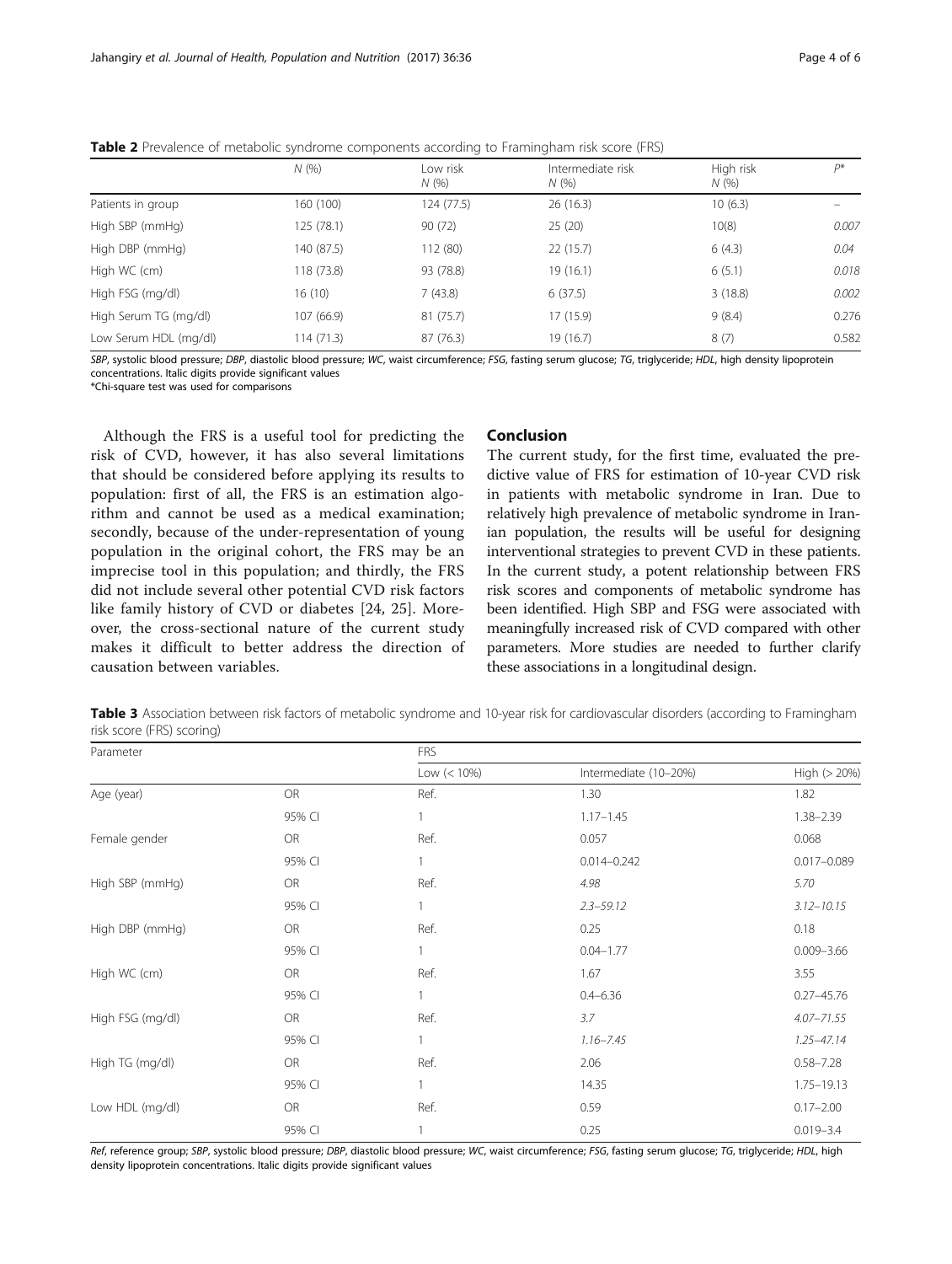**Table 2** Prevalence of metabolic syndrome components according to Framingham risk score (FRS)

| | *N* (%) | Low risk *N* (%) | Intermediate risk *N* (%) | High risk *N* (%) | *P** |
|---|---|---|---|---|---|
| Patients in group | 160 (100) | 124 (77.5) | 26 (16.3) | 10 (6.3) | – |
| High SBP (mmHg) | 125 (78.1) | 90 (72) | 25 (20) | 10(8) | *0.007* |
| High DBP (mmHg) | 140 (87.5) | 112 (80) | 22 (15.7) | 6 (4.3) | *0.04* |
| High WC (cm) | 118 (73.8) | 93 (78.8) | 19 (16.1) | 6 (5.1) | *0.018* |
| High FSG (mg/dl) | 16 (10) | 7 (43.8) | 6 (37.5) | 3 (18.8) | *0.002* |
| High Serum TG (mg/dl) | 107 (66.9) | 81 (75.7) | 17 (15.9) | 9 (8.4) | 0.276 |
| Low Serum HDL (mg/dl) | 114 (71.3) | 87 (76.3) | 19 (16.7) | 8 (7) | 0.582 |

*SBP*, systolic blood pressure; *DBP*, diastolic blood pressure; *WC*, waist circumference; *FSG*, fasting serum glucose; *TG*, triglyceride; *HDL*, high density lipoprotein concentrations. Italic digits provide significant values

*Chi-square test was used for comparisons

Although the FRS is a useful tool for predicting the risk of CVD, however, it has also several limitations that should be considered before applying its results to population: first of all, the FRS is an estimation algorithm and cannot be used as a medical examination; secondly, because of the under-representation of young population in the original cohort, the FRS may be an imprecise tool in this population; and thirdly, the FRS did not include several other potential CVD risk factors like family history of CVD or diabetes [24, 25]. Moreover, the cross-sectional nature of the current study makes it difficult to better address the direction of causation between variables.

## Conclusion

The current study, for the first time, evaluated the predictive value of FRS for estimation of 10-year CVD risk in patients with metabolic syndrome in Iran. Due to relatively high prevalence of metabolic syndrome in Iranian population, the results will be useful for designing interventional strategies to prevent CVD in these patients. In the current study, a potent relationship between FRS risk scores and components of metabolic syndrome has been identified. High SBP and FSG were associated with meaningfully increased risk of CVD compared with other parameters. More studies are needed to further clarify these associations in a longitudinal design.

**Table 3** Association between risk factors of metabolic syndrome and 10-year risk for cardiovascular disorders (according to Framingham risk score (FRS) scoring)

| Parameter | | FRS | | |
|---|---|---|---|---|
| | | Low (< 10%) | Intermediate (10–20%) | High (> 20%) |
| Age (year) | OR | Ref. | 1.30 | 1.82 |
| | 95% CI | 1 | 1.17–1.45 | 1.38–2.39 |
| Female gender | OR | Ref. | 0.057 | 0.068 |
| | 95% CI | 1 | 0.014–0.242 | 0.017–0.089 |
| High SBP (mmHg) | OR | Ref. | *4.98* | *5.70* |
| | 95% CI | 1 | *2.3–59.12* | *3.12–10.15* |
| High DBP (mmHg) | OR | Ref. | 0.25 | 0.18 |
| | 95% CI | 1 | 0.04–1.77 | 0.009–3.66 |
| High WC (cm) | OR | Ref. | 1.67 | 3.55 |
| | 95% CI | 1 | 0.4–6.36 | 0.27–45.76 |
| High FSG (mg/dl) | OR | Ref. | *3.7* | *4.07–71.55* |
| | 95% CI | 1 | *1.16–7.45* | *1.25–47.14* |
| High TG (mg/dl) | OR | Ref. | 2.06 | 0.58–7.28 |
| | 95% CI | 1 | 14.35 | 1.75–19.13 |
| Low HDL (mg/dl) | OR | Ref. | 0.59 | 0.17–2.00 |
| | 95% CI | 1 | 0.25 | 0.019–3.4 |

*Ref*, reference group; *SBP*, systolic blood pressure; *DBP*, diastolic blood pressure; *WC*, waist circumference; *FSG*, fasting serum glucose; *TG*, triglyceride; *HDL*, high density lipoprotein concentrations. Italic digits provide significant values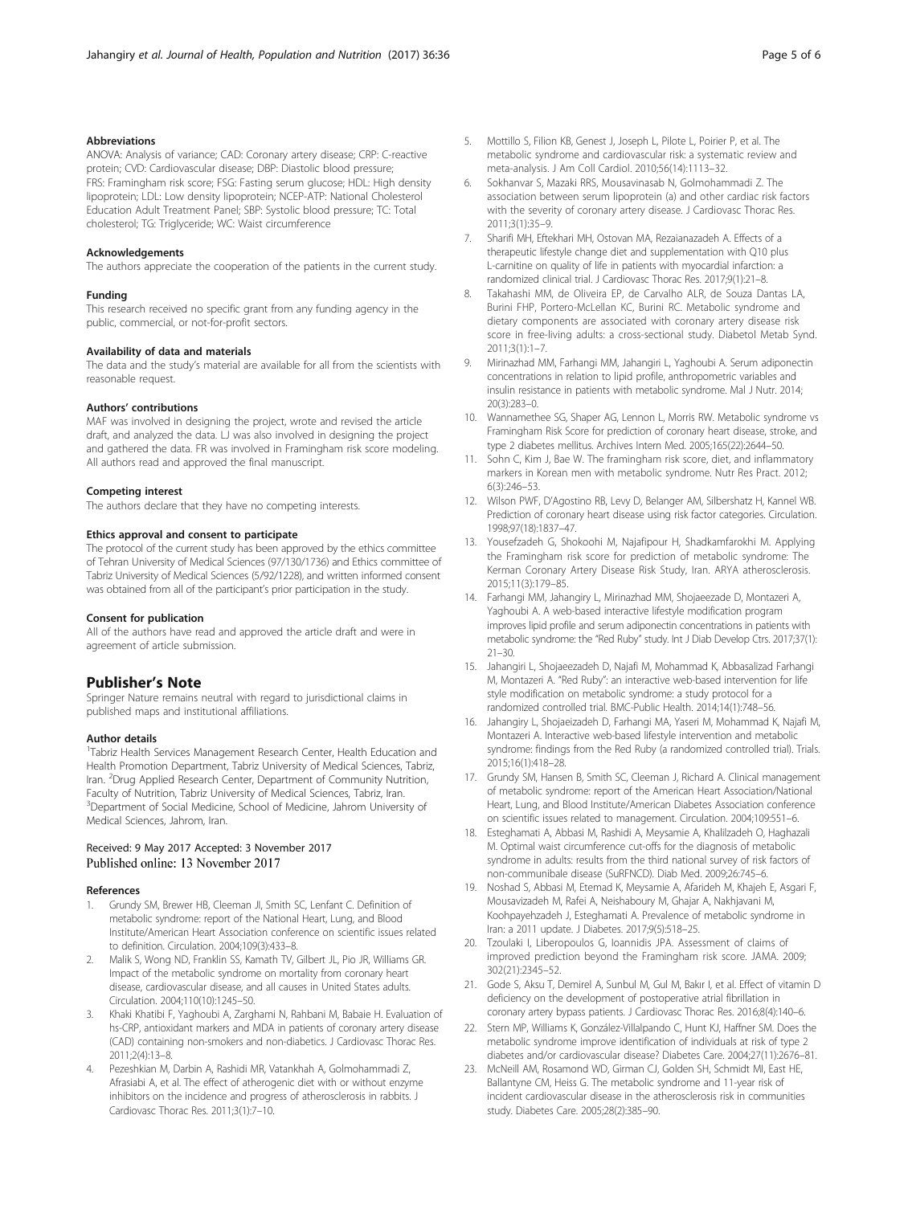#### Abbreviations

ANOVA: Analysis of variance; CAD: Coronary artery disease; CRP: C-reactive protein; CVD: Cardiovascular disease; DBP: Diastolic blood pressure; FRS: Framingham risk score; FSG: Fasting serum glucose; HDL: High density lipoprotein; LDL: Low density lipoprotein; NCEP-ATP: National Cholesterol Education Adult Treatment Panel; SBP: Systolic blood pressure; TC: Total cholesterol; TG: Triglyceride; WC: Waist circumference

#### Acknowledgements

The authors appreciate the cooperation of the patients in the current study.

#### Funding

This research received no specific grant from any funding agency in the public, commercial, or not-for-profit sectors.

#### Availability of data and materials

The data and the study's material are available for all from the scientists with reasonable request.

#### Authors' contributions

MAF was involved in designing the project, wrote and revised the article draft, and analyzed the data. LJ was also involved in designing the project and gathered the data. FR was involved in Framingham risk score modeling. All authors read and approved the final manuscript.

#### Competing interest

The authors declare that they have no competing interests.

#### Ethics approval and consent to participate

The protocol of the current study has been approved by the ethics committee of Tehran University of Medical Sciences (97/130/1736) and Ethics committee of Tabriz University of Medical Sciences (5/92/1228), and written informed consent was obtained from all of the participant's prior participation in the study.

#### Consent for publication

All of the authors have read and approved the article draft and were in agreement of article submission.

## Publisher's Note

Springer Nature remains neutral with regard to jurisdictional claims in published maps and institutional affiliations.

#### Author details

[1]Tabriz Health Services Management Research Center, Health Education and Health Promotion Department, Tabriz University of Medical Sciences, Tabriz, Iran. [2]Drug Applied Research Center, Department of Community Nutrition, Faculty of Nutrition, Tabriz University of Medical Sciences, Tabriz, Iran. [3]Department of Social Medicine, School of Medicine, Jahrom University of Medical Sciences, Jahrom, Iran.

Received: 9 May 2017 Accepted: 3 November 2017
Published online: 13 November 2017

#### References

1. Grundy SM, Brewer HB, Cleeman JI, Smith SC, Lenfant C. Definition of metabolic syndrome: report of the National Heart, Lung, and Blood Institute/American Heart Association conference on scientific issues related to definition. Circulation. 2004;109(3):433–8.
2. Malik S, Wong ND, Franklin SS, Kamath TV, Gilbert JL, Pio JR, Williams GR. Impact of the metabolic syndrome on mortality from coronary heart disease, cardiovascular disease, and all causes in United States adults. Circulation. 2004;110(10):1245–50.
3. Khaki Khatibi F, Yaghoubi A, Zarghami N, Rahbani M, Babaie H. Evaluation of hs-CRP, antioxidant markers and MDA in patients of coronary artery disease (CAD) containing non-smokers and non-diabetics. J Cardiovasc Thorac Res. 2011;2(4):13–8.
4. Pezeshkian M, Darbin A, Rashidi MR, Vatankhah A, Golmohammadi Z, Afrasiabi A, et al. The effect of atherogenic diet with or without enzyme inhibitors on the incidence and progress of atherosclerosis in rabbits. J Cardiovasc Thorac Res. 2011;3(1):7–10.
5. Mottillo S, Filion KB, Genest J, Joseph L, Pilote L, Poirier P, et al. The metabolic syndrome and cardiovascular risk: a systematic review and meta-analysis. J Am Coll Cardiol. 2010;56(14):1113–32.
6. Sokhanvar S, Mazaki RRS, Mousavinasab N, Golmohammadi Z. The association between serum lipoprotein (a) and other cardiac risk factors with the severity of coronary artery disease. J Cardiovasc Thorac Res. 2011;3(1):35–9.
7. Sharifi MH, Eftekhari MH, Ostovan MA, Rezaianazadeh A. Effects of a therapeutic lifestyle change diet and supplementation with Q10 plus L-carnitine on quality of life in patients with myocardial infarction: a randomized clinical trial. J Cardiovasc Thorac Res. 2017;9(1):21–8.
8. Takahashi MM, de Oliveira EP, de Carvalho ALR, de Souza Dantas LA, Burini FHP, Portero-McLellan KC, Burini RC. Metabolic syndrome and dietary components are associated with coronary artery disease risk score in free-living adults: a cross-sectional study. Diabetol Metab Synd. 2011;3(1):1–7.
9. Mirinazhad MM, Farhangi MM, Jahangiri L, Yaghoubi A. Serum adiponectin concentrations in relation to lipid profile, anthropometric variables and insulin resistance in patients with metabolic syndrome. Mal J Nutr. 2014; 20(3):283–0.
10. Wannamethee SG, Shaper AG, Lennon L, Morris RW. Metabolic syndrome vs Framingham Risk Score for prediction of coronary heart disease, stroke, and type 2 diabetes mellitus. Archives Intern Med. 2005;165(22):2644–50.
11. Sohn C, Kim J, Bae W. The framingham risk score, diet, and inflammatory markers in Korean men with metabolic syndrome. Nutr Res Pract. 2012; 6(3):246–53.
12. Wilson PWF, D'Agostino RB, Levy D, Belanger AM, Silbershatz H, Kannel WB. Prediction of coronary heart disease using risk factor categories. Circulation. 1998;97(18):1837–47.
13. Yousefzadeh G, Shokoohi M, Najafipour H, Shadkamfarokhi M. Applying the Framingham risk score for prediction of metabolic syndrome: The Kerman Coronary Artery Disease Risk Study, Iran. ARYA atherosclerosis. 2015;11(3):179–85.
14. Farhangi MM, Jahangiry L, Mirinazhad MM, Shojaeezade D, Montazeri A, Yaghoubi A. A web-based interactive lifestyle modification program improves lipid profile and serum adiponectin concentrations in patients with metabolic syndrome: the "Red Ruby" study. Int J Diab Develop Ctrs. 2017;37(1): 21–30.
15. Jahangiri L, Shojaeezadeh D, Najafi M, Mohammad K, Abbasalizad Farhangi M, Montazeri A. "Red Ruby": an interactive web-based intervention for life style modification on metabolic syndrome: a study protocol for a randomized controlled trial. BMC-Public Health. 2014;14(1):748–56.
16. Jahangiry L, Shojaeizadeh D, Farhangi MA, Yaseri M, Mohammad K, Najafi M, Montazeri A. Interactive web-based lifestyle intervention and metabolic syndrome: findings from the Red Ruby (a randomized controlled trial). Trials. 2015;16(1):418–28.
17. Grundy SM, Hansen B, Smith SC, Cleeman J, Richard A. Clinical management of metabolic syndrome: report of the American Heart Association/National Heart, Lung, and Blood Institute/American Diabetes Association conference on scientific issues related to management. Circulation. 2004;109:551–6.
18. Esteghamati A, Abbasi M, Rashidi A, Meysamie A, Khalilzadeh O, Haghazali M. Optimal waist circumference cut-offs for the diagnosis of metabolic syndrome in adults: results from the third national survey of risk factors of non-communibale disease (SuRFNCD). Diab Med. 2009;26:745–6.
19. Noshad S, Abbasi M, Etemad K, Meysamie A, Afarideh M, Khajeh E, Asgari F, Mousavizadeh M, Rafei A, Neishaboury M, Ghajar A, Nakhjavani M, Koohpayehzadeh J, Esteghamati A. Prevalence of metabolic syndrome in Iran: a 2011 update. J Diabetes. 2017;9(5):518–25.
20. Tzoulaki I, Liberopoulos G, Ioannidis JPA. Assessment of claims of improved prediction beyond the Framingham risk score. JAMA. 2009; 302(21):2345–52.
21. Gode S, Aksu T, Demirel A, Sunbul M, Gul M, Bakır I, et al. Effect of vitamin D deficiency on the development of postoperative atrial fibrillation in coronary artery bypass patients. J Cardiovasc Thorac Res. 2016;8(4):140–6.
22. Stern MP, Williams K, González-Villalpando C, Hunt KJ, Haffner SM. Does the metabolic syndrome improve identification of individuals at risk of type 2 diabetes and/or cardiovascular disease? Diabetes Care. 2004;27(11):2676–81.
23. McNeill AM, Rosamond WD, Girman CJ, Golden SH, Schmidt MI, East HE, Ballantyne CM, Heiss G. The metabolic syndrome and 11-year risk of incident cardiovascular disease in the atherosclerosis risk in communities study. Diabetes Care. 2005;28(2):385–90.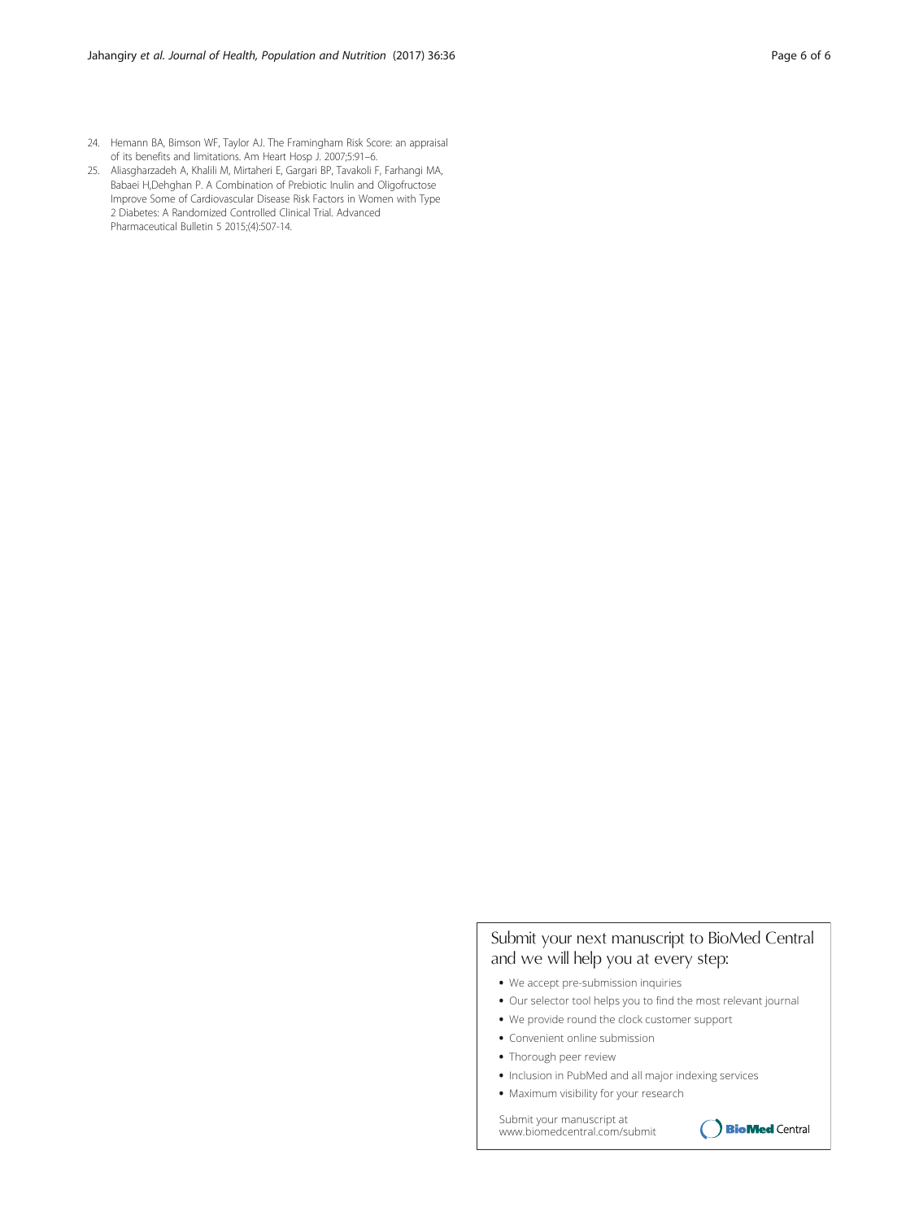24. Hemann BA, Bimson WF, Taylor AJ. The Framingham Risk Score: an appraisal of its benefits and limitations. Am Heart Hosp J. 2007;5:91–6.
25. Aliasgharzadeh A, Khalili M, Mirtaheri E, Gargari BP, Tavakoli F, Farhangi MA, Babaei H,Dehghan P. A Combination of Prebiotic Inulin and Oligofructose Improve Some of Cardiovascular Disease Risk Factors in Women with Type 2 Diabetes: A Randomized Controlled Clinical Trial. Advanced Pharmaceutical Bulletin 5 2015;(4):507-14.

Submit your next manuscript to BioMed Central and we will help you at every step:

- We accept pre-submission inquiries
- Our selector tool helps you to find the most relevant journal
- We provide round the clock customer support
- Convenient online submission
- Thorough peer review
- Inclusion in PubMed and all major indexing services
- Maximum visibility for your research

Submit your manuscript at
www.biomedcentral.com/submit

BioMed Central